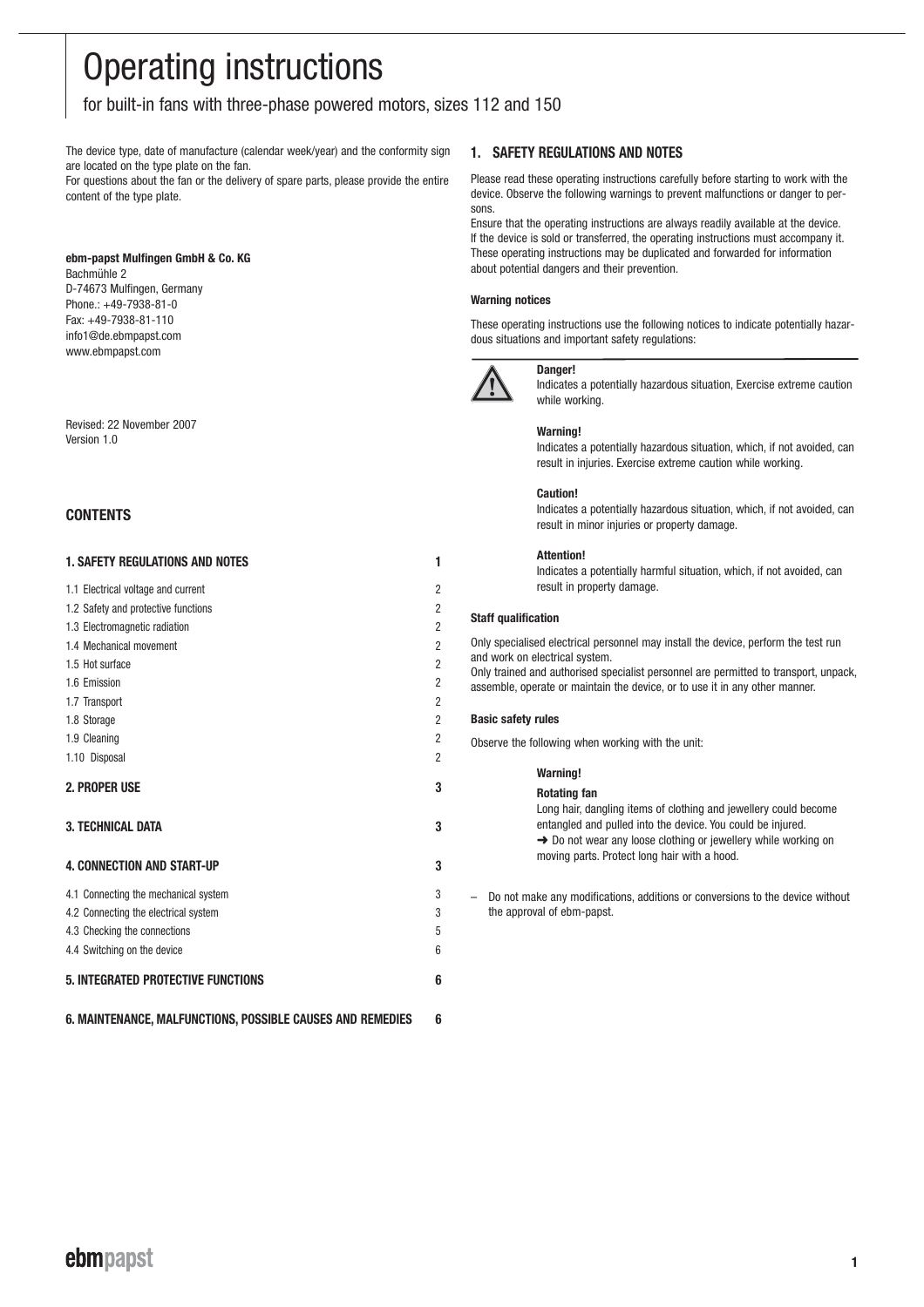# Operating instructions

for built-in fans with three-phase powered motors, sizes 112 and 150

The device type, date of manufacture (calendar week/year) and the conformity sign are located on the type plate on the fan.
For questions about the fan or the delivery of spare parts, please provide the entire content of the type plate.

**ebm-papst Mulfingen GmbH & Co. KG**
Bachmühle 2
D-74673 Mulfingen, Germany
Phone.: +49-7938-81-0
Fax: +49-7938-81-110
info1@de.ebmpapst.com
www.ebmpapst.com

Revised: 22 November 2007
Version 1.0

## CONTENTS

| | |
|---|---|
| **1. SAFETY REGULATIONS AND NOTES** | **1** |
| 1.1 Electrical voltage and current | 2 |
| 1.2 Safety and protective functions | 2 |
| 1.3 Electromagnetic radiation | 2 |
| 1.4 Mechanical movement | 2 |
| 1.5 Hot surface | 2 |
| 1.6 Emission | 2 |
| 1.7 Transport | 2 |
| 1.8 Storage | 2 |
| 1.9 Cleaning | 2 |
| 1.10 Disposal | 2 |
| **2. PROPER USE** | **3** |
| **3. TECHNICAL DATA** | **3** |
| **4. CONNECTION AND START-UP** | **3** |
| 4.1 Connecting the mechanical system | 3 |
| 4.2 Connecting the electrical system | 3 |
| 4.3 Checking the connections | 5 |
| 4.4 Switching on the device | 6 |
| **5. INTEGRATED PROTECTIVE FUNCTIONS** | **6** |
| **6. MAINTENANCE, MALFUNCTIONS, POSSIBLE CAUSES AND REMEDIES** | **6** |

## 1. SAFETY REGULATIONS AND NOTES

Please read these operating instructions carefully before starting to work with the device. Observe the following warnings to prevent malfunctions or danger to persons.

Ensure that the operating instructions are always readily available at the device. If the device is sold or transferred, the operating instructions must accompany it. These operating instructions may be duplicated and forwarded for information about potential dangers and their prevention.

### Warning notices

These operating instructions use the following notices to indicate potentially hazardous situations and important safety regulations:

**Danger!**
Indicates a potentially hazardous situation, Exercise extreme caution while working.

**Warning!**
Indicates a potentially hazardous situation, which, if not avoided, can result in injuries. Exercise extreme caution while working.

**Caution!**
Indicates a potentially hazardous situation, which, if not avoided, can result in minor injuries or property damage.

**Attention!**
Indicates a potentially harmful situation, which, if not avoided, can result in property damage.

### Staff qualification

Only specialised electrical personnel may install the device, perform the test run and work on electrical system.
Only trained and authorised specialist personnel are permitted to transport, unpack, assemble, operate or maintain the device, or to use it in any other manner.

### Basic safety rules

Observe the following when working with the unit:

**Warning!**

**Rotating fan**
Long hair, dangling items of clothing and jewellery could become entangled and pulled into the device. You could be injured.
➜ Do not wear any loose clothing or jewellery while working on moving parts. Protect long hair with a hood.

– Do not make any modifications, additions or conversions to the device without the approval of ebm-papst.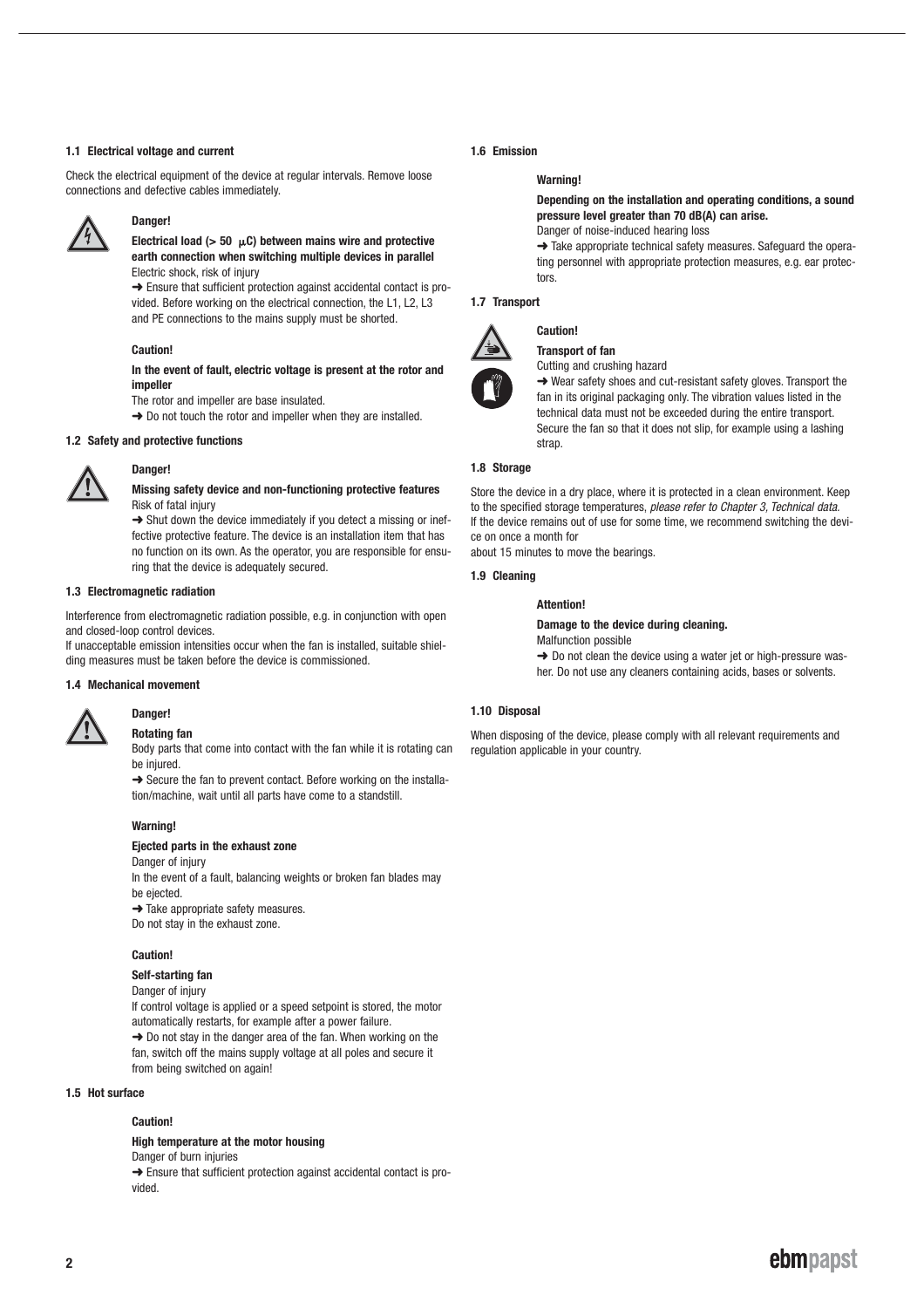### 1.1 Electrical voltage and current

Check the electrical equipment of the device at regular intervals. Remove loose connections and defective cables immediately.

**Danger!**

**Electrical load (> 50 μC) between mains wire and protective earth connection when switching multiple devices in parallel**

Electric shock, risk of injury

➜ Ensure that sufficient protection against accidental contact is provided. Before working on the electrical connection, the L1, L2, L3 and PE connections to the mains supply must be shorted.

**Caution!**

**In the event of fault, electric voltage is present at the rotor and impeller**

The rotor and impeller are base insulated.

➜ Do not touch the rotor and impeller when they are installed.

### 1.2 Safety and protective functions

**Danger!**

**Missing safety device and non-functioning protective features**

Risk of fatal injury

➜ Shut down the device immediately if you detect a missing or ineffective protective feature. The device is an installation item that has no function on its own. As the operator, you are responsible for ensuring that the device is adequately secured.

### 1.3 Electromagnetic radiation

Interference from electromagnetic radiation possible, e.g. in conjunction with open and closed-loop control devices.

If unacceptable emission intensities occur when the fan is installed, suitable shielding measures must be taken before the device is commissioned.

### 1.4 Mechanical movement

**Danger!**

**Rotating fan**

Body parts that come into contact with the fan while it is rotating can be injured.

➜ Secure the fan to prevent contact. Before working on the installation/machine, wait until all parts have come to a standstill.

**Warning!**

**Ejected parts in the exhaust zone**

Danger of injury

In the event of a fault, balancing weights or broken fan blades may be ejected.

➜ Take appropriate safety measures.

Do not stay in the exhaust zone.

**Caution!**

**Self-starting fan**

Danger of injury

If control voltage is applied or a speed setpoint is stored, the motor automatically restarts, for example after a power failure.

➜ Do not stay in the danger area of the fan. When working on the fan, switch off the mains supply voltage at all poles and secure it from being switched on again!

### 1.5 Hot surface

**Caution!**

**High temperature at the motor housing**

Danger of burn injuries

➜ Ensure that sufficient protection against accidental contact is provided.

### 1.6 Emission

**Warning!**

**Depending on the installation and operating conditions, a sound pressure level greater than 70 dB(A) can arise.**

Danger of noise-induced hearing loss

➜ Take appropriate technical safety measures. Safeguard the operating personnel with appropriate protection measures, e.g. ear protectors.

### 1.7 Transport

**Caution!**

**Transport of fan**

Cutting and crushing hazard

➜ Wear safety shoes and cut-resistant safety gloves. Transport the fan in its original packaging only. The vibration values listed in the technical data must not be exceeded during the entire transport. Secure the fan so that it does not slip, for example using a lashing strap.

### 1.8 Storage

Store the device in a dry place, where it is protected in a clean environment. Keep to the specified storage temperatures, *please refer to Chapter 3, Technical data.*
If the device remains out of use for some time, we recommend switching the device on once a month for
about 15 minutes to move the bearings.

### 1.9 Cleaning

**Attention!**

**Damage to the device during cleaning.**

Malfunction possible

➜ Do not clean the device using a water jet or high-pressure washer. Do not use any cleaners containing acids, bases or solvents.

### 1.10 Disposal

When disposing of the device, please comply with all relevant requirements and regulation applicable in your country.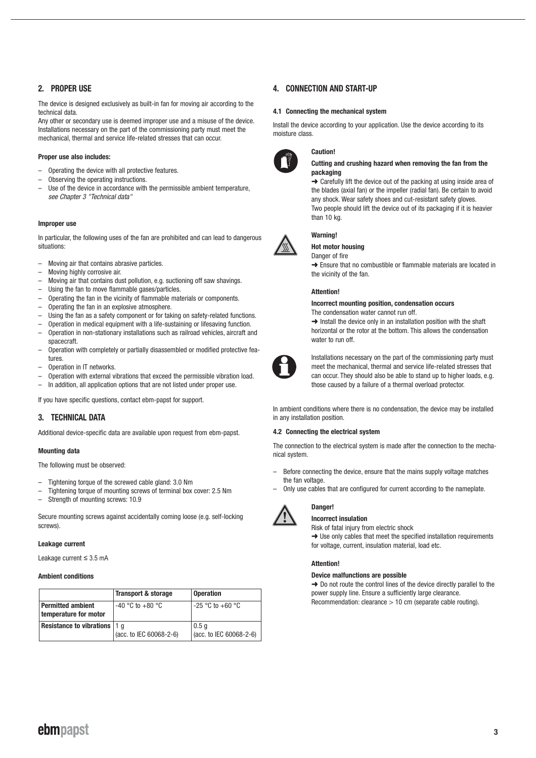## 2. PROPER USE

The device is designed exclusively as built-in fan for moving air according to the technical data.
Any other or secondary use is deemed improper use and a misuse of the device. Installations necessary on the part of the commissioning party must meet the mechanical, thermal and service life-related stresses that can occur.

**Proper use also includes:**

- Operating the device with all protective features.
- Observing the operating instructions.
- Use of the device in accordance with the permissible ambient temperature, *see Chapter 3 "Technical data"*

**Improper use**

In particular, the following uses of the fan are prohibited and can lead to dangerous situations:

- Moving air that contains abrasive particles.
- Moving highly corrosive air.
- Moving air that contains dust pollution, e.g. suctioning off saw shavings.
- Using the fan to move flammable gases/particles.
- Operating the fan in the vicinity of flammable materials or components.
- Operating the fan in an explosive atmosphere.
- Using the fan as a safety component or for taking on safety-related functions.
- Operation in medical equipment with a life-sustaining or lifesaving function.
- Operation in non-stationary installations such as railroad vehicles, aircraft and spacecraft.
- Operation with completely or partially disassembled or modified protective features.
- Operation in IT networks.
- Operation with external vibrations that exceed the permissible vibration load.
- In addition, all application options that are not listed under proper use.

If you have specific questions, contact ebm-papst for support.

## 3. TECHNICAL DATA

Additional device-specific data are available upon request from ebm-papst.

**Mounting data**

The following must be observed:

- Tightening torque of the screwed cable gland: 3.0 Nm
- Tightening torque of mounting screws of terminal box cover: 2.5 Nm
- Strength of mounting screws: 10.9

Secure mounting screws against accidentally coming loose (e.g. self-locking screws).

**Leakage current**

Leakage current ≤ 3.5 mA

**Ambient conditions**

| | Transport & storage | Operation |
|---|---|---|
| **Permitted ambient temperature for motor** | -40 °C to +80 °C | -25 °C to +60 °C |
| **Resistance to vibrations** | 1 g (acc. to IEC 60068-2-6) | 0.5 g (acc. to IEC 60068-2-6) |

## 4. CONNECTION AND START-UP

### 4.1 Connecting the mechanical system

Install the device according to your application. Use the device according to its moisture class.

**Caution!**

**Cutting and crushing hazard when removing the fan from the packaging**

➜ Carefully lift the device out of the packing at using inside area of the blades (axial fan) or the impeller (radial fan). Be certain to avoid any shock. Wear safety shoes and cut-resistant safety gloves.
Two people should lift the device out of its packaging if it is heavier than 10 kg.

**Warning!**

**Hot motor housing**

Danger of fire

➜ Ensure that no combustible or flammable materials are located in the vicinity of the fan.

**Attention!**

**Incorrect mounting position, condensation occurs**

The condensation water cannot run off.

➜ Install the device only in an installation position with the shaft horizontal or the rotor at the bottom. This allows the condensation water to run off.

Installations necessary on the part of the commissioning party must meet the mechanical, thermal and service life-related stresses that can occur. They should also be able to stand up to higher loads, e.g. those caused by a failure of a thermal overload protector.

In ambient conditions where there is no condensation, the device may be installed in any installation position.

### 4.2 Connecting the electrical system

The connection to the electrical system is made after the connection to the mechanical system.

- Before connecting the device, ensure that the mains supply voltage matches the fan voltage.
- Only use cables that are configured for current according to the nameplate.

**Danger!**

**Incorrect insulation**

Risk of fatal injury from electric shock

➜ Use only cables that meet the specified installation requirements for voltage, current, insulation material, load etc.

**Attention!**

**Device malfunctions are possible**

➜ Do not route the control lines of the device directly parallel to the power supply line. Ensure a sufficiently large clearance.
Recommendation: clearance > 10 cm (separate cable routing).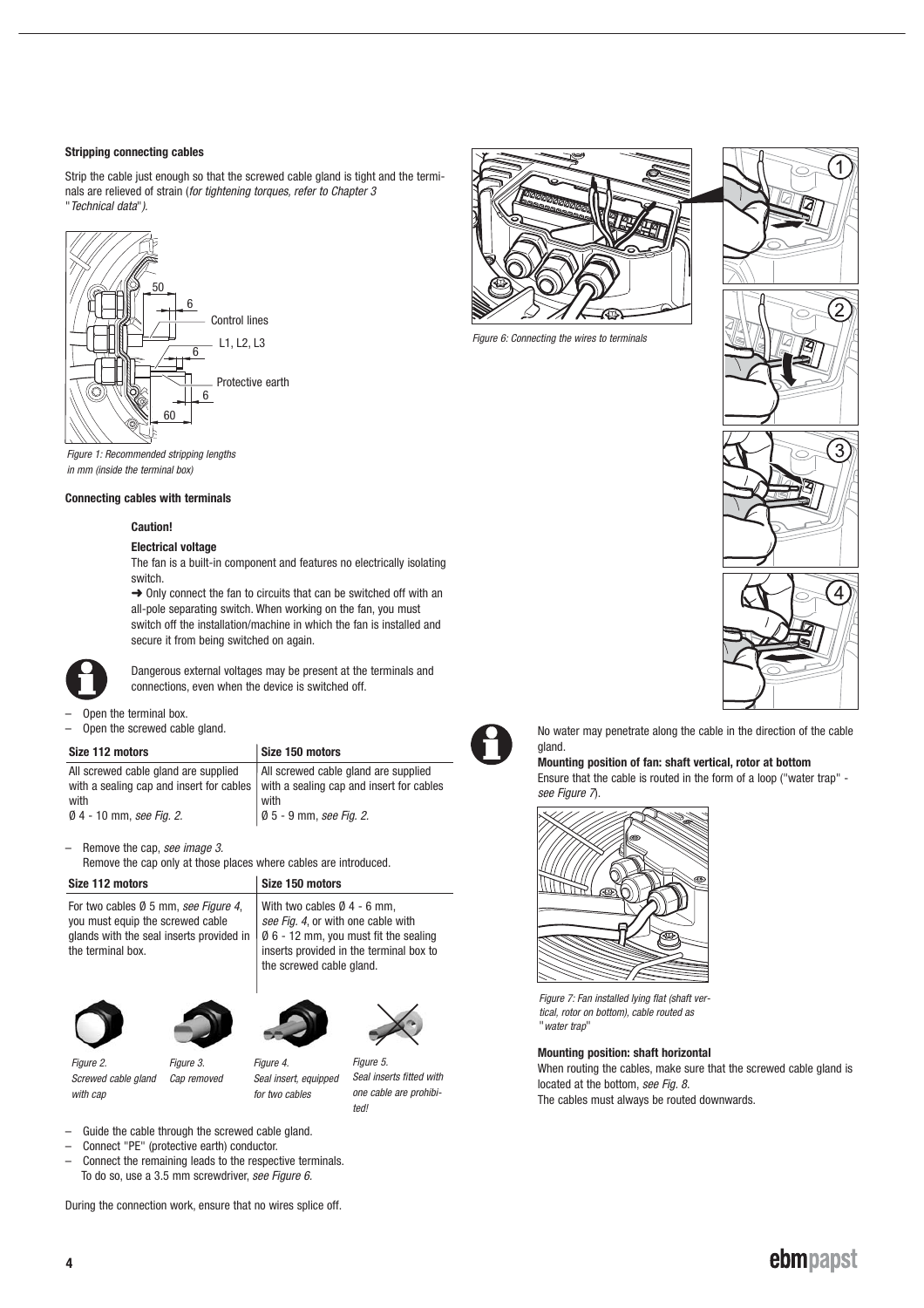**Stripping connecting cables**

Strip the cable just enough so that the screwed cable gland is tight and the terminals are relieved of strain (*for tightening torques, refer to Chapter 3 "Technical data"*).

50 | 6 | Control lines | L1, L2, L3 | 6 | Protective earth | 6 | 60

*Figure 1: Recommended stripping lengths in mm (inside the terminal box)*

**Connecting cables with terminals**

**Caution!**

**Electrical voltage**

The fan is a built-in component and features no electrically isolating switch.

➜ Only connect the fan to circuits that can be switched off with an all-pole separating switch. When working on the fan, you must switch off the installation/machine in which the fan is installed and secure it from being switched on again.

Dangerous external voltages may be present at the terminals and connections, even when the device is switched off.

– Open the terminal box.
– Open the screwed cable gland.

| Size 112 motors | Size 150 motors |
|---|---|
| All screwed cable gland are supplied with a sealing cap and insert for cables with Ø 4 - 10 mm, *see Fig. 2.* | All screwed cable gland are supplied with a sealing cap and insert for cables with Ø 5 - 9 mm, *see Fig. 2.* |

– Remove the cap, *see image 3*.
Remove the cap only at those places where cables are introduced.

| Size 112 motors | Size 150 motors |
|---|---|
| For two cables Ø 5 mm, *see Figure 4*, you must equip the screwed cable glands with the seal inserts provided in the terminal box. | With two cables Ø 4 - 6 mm, *see Fig. 4*, or with one cable with Ø 6 - 12 mm, you must fit the sealing inserts provided in the terminal box to the screwed cable gland. |

*Figure 2. Screwed cable gland with cap*

*Figure 3. Cap removed*

*Figure 4. Seal insert, equipped for two cables*

*Figure 5. Seal inserts fitted with one cable are prohibited!*

– Guide the cable through the screwed cable gland.
– Connect "PE" (protective earth) conductor.
– Connect the remaining leads to the respective terminals.
To do so, use a 3.5 mm screwdriver, *see Figure 6*.

During the connection work, ensure that no wires splice off.

*Figure 6: Connecting the wires to terminals*

No water may penetrate along the cable in the direction of the cable gland.

**Mounting position of fan: shaft vertical, rotor at bottom**

Ensure that the cable is routed in the form of a loop ("water trap" - *see Figure 7*).

*Figure 7: Fan installed lying flat (shaft vertical, rotor on bottom), cable routed as "water trap"*

**Mounting position: shaft horizontal**

When routing the cables, make sure that the screwed cable gland is located at the bottom, *see Fig. 8*.

The cables must always be routed downwards.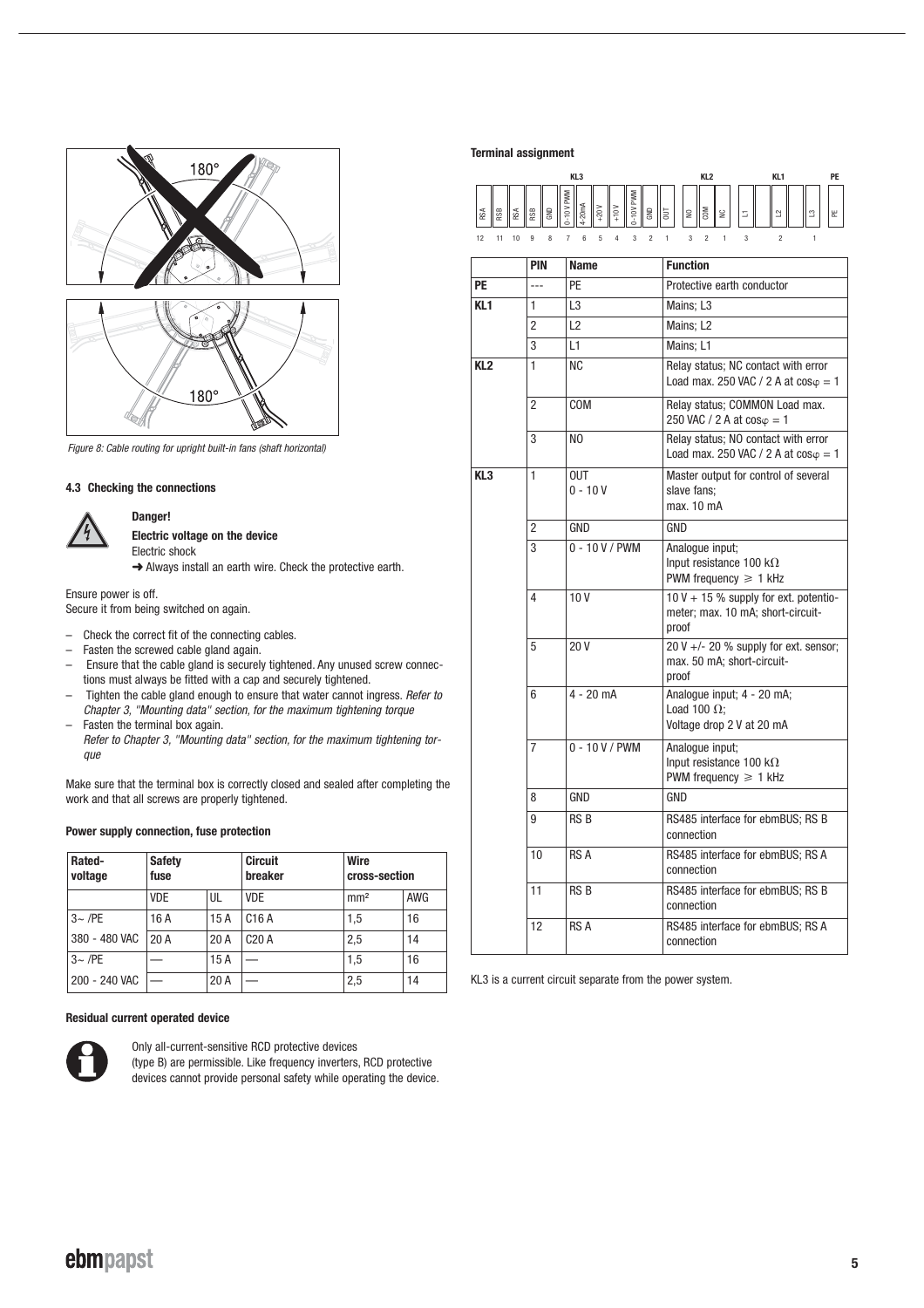Figure 8: Cable routing for upright built-in fans (shaft horizontal)

### 4.3 Checking the connections

**Danger!**

**Electric voltage on the device**

Electric shock

➜ Always install an earth wire. Check the protective earth.

Ensure power is off.
Secure it from being switched on again.

- Check the correct fit of the connecting cables.
- Fasten the screwed cable gland again.
- Ensure that the cable gland is securely tightened. Any unused screw connections must always be fitted with a cap and securely tightened.
- Tighten the cable gland enough to ensure that water cannot ingress. *Refer to Chapter 3, "Mounting data" section, for the maximum tightening torque*
- Fasten the terminal box again.
  *Refer to Chapter 3, "Mounting data" section, for the maximum tightening torque*

Make sure that the terminal box is correctly closed and sealed after completing the work and that all screws are properly tightened.

**Power supply connection, fuse protection**

| Rated-voltage | Safety fuse | | Circuit breaker | Wire cross-section | |
|---|---|---|---|---|---|
| | VDE | UL | VDE | mm² | AWG |
| 3~ /PE | 16 A | 15 A | C16 A | 1,5 | 16 |
| 380 - 480 VAC | 20 A | 20 A | C20 A | 2,5 | 14 |
| 3~ /PE | — | 15 A | — | 1,5 | 16 |
| 200 - 240 VAC | — | 20 A | — | 2,5 | 14 |

**Residual current operated device**

Only all-current-sensitive RCD protective devices (type B) are permissible. Like frequency inverters, RCD protective devices cannot provide personal safety while operating the device.

**Terminal assignment**

| | PIN | Name | Function |
|---|---|---|---|
| PE | --- | PE | Protective earth conductor |
| KL1 | 1 | L3 | Mains; L3 |
| | 2 | L2 | Mains; L2 |
| | 3 | L1 | Mains; L1 |
| KL2 | 1 | NC | Relay status; NC contact with error Load max. 250 VAC / 2 A at $\cos\varphi = 1$ |
| | 2 | COM | Relay status; COMMON Load max. 250 VAC / 2 A at $\cos\varphi = 1$ |
| | 3 | NO | Relay status; NO contact with error Load max. 250 VAC / 2 A at $\cos\varphi = 1$ |
| KL3 | 1 | OUT 0 - 10 V | Master output for control of several slave fans; max. 10 mA |
| | 2 | GND | GND |
| | 3 | 0 - 10 V / PWM | Analogue input; Input resistance 100 kΩ PWM frequency ⩾ 1 kHz |
| | 4 | 10 V | 10 V + 15 % supply for ext. potentiometer; max. 10 mA; short-circuit-proof |
| | 5 | 20 V | 20 V +/- 20 % supply for ext. sensor; max. 50 mA; short-circuit-proof |
| | 6 | 4 - 20 mA | Analogue input; 4 - 20 mA; Load 100 Ω; Voltage drop 2 V at 20 mA |
| | 7 | 0 - 10 V / PWM | Analogue input; Input resistance 100 kΩ PWM frequency ⩾ 1 kHz |
| | 8 | GND | GND |
| | 9 | RS B | RS485 interface for ebmBUS; RS B connection |
| | 10 | RS A | RS485 interface for ebmBUS; RS A connection |
| | 11 | RS B | RS485 interface for ebmBUS; RS B connection |
| | 12 | RS A | RS485 interface for ebmBUS; RS A connection |

KL3 is a current circuit separate from the power system.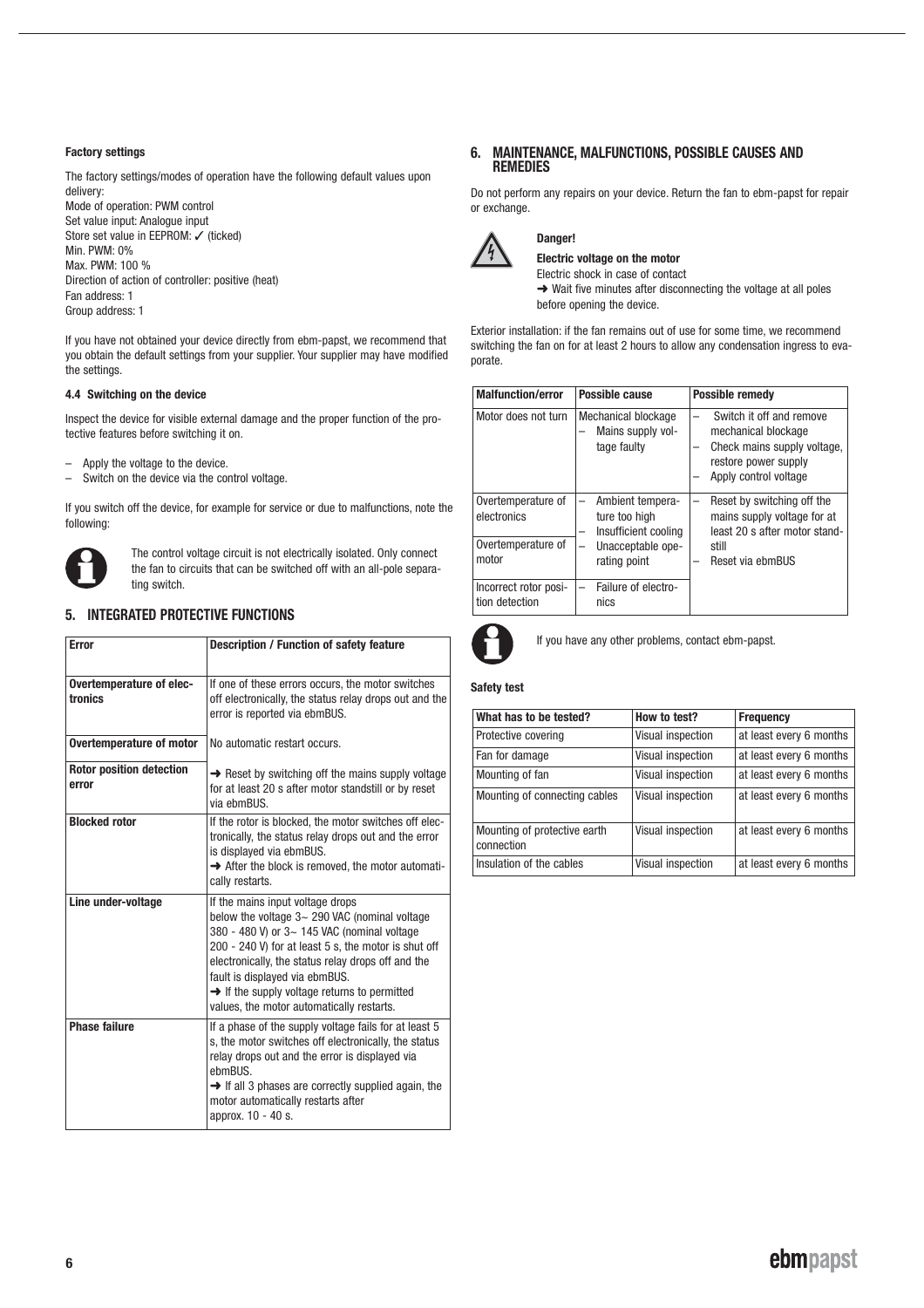**Factory settings**

The factory settings/modes of operation have the following default values upon delivery:
Mode of operation: PWM control
Set value input: Analogue input
Store set value in EEPROM: ✓ (ticked)
Min. PWM: 0%
Max. PWM: 100 %
Direction of action of controller: positive (heat)
Fan address: 1
Group address: 1

If you have not obtained your device directly from ebm-papst, we recommend that you obtain the default settings from your supplier. Your supplier may have modified the settings.

### 4.4 Switching on the device

Inspect the device for visible external damage and the proper function of the protective features before switching it on.

- Apply the voltage to the device.
- Switch on the device via the control voltage.

If you switch off the device, for example for service or due to malfunctions, note the following:

The control voltage circuit is not electrically isolated. Only connect the fan to circuits that can be switched off with an all-pole separating switch.

## 5. INTEGRATED PROTECTIVE FUNCTIONS

| Error | Description / Function of safety feature |
|---|---|
| **Overtemperature of electronics** | If one of these errors occurs, the motor switches off electronically, the status relay drops out and the error is reported via ebmBUS. |
| **Overtemperature of motor** | No automatic restart occurs. |
| **Rotor position detection error** | ➜ Reset by switching off the mains supply voltage for at least 20 s after motor standstill or by reset via ebmBUS. |
| **Blocked rotor** | If the rotor is blocked, the motor switches off electronically, the status relay drops out and the error is displayed via ebmBUS.<br>➜ After the block is removed, the motor automatically restarts. |
| **Line under-voltage** | If the mains input voltage drops below the voltage 3~ 290 VAC (nominal voltage 380 - 480 V) or 3~ 145 VAC (nominal voltage 200 - 240 V) for at least 5 s, the motor is shut off electronically, the status relay drops off and the fault is displayed via ebmBUS.<br>➜ If the supply voltage returns to permitted values, the motor automatically restarts. |
| **Phase failure** | If a phase of the supply voltage fails for at least 5 s, the motor switches off electronically, the status relay drops out and the error is displayed via ebmBUS.<br>➜ If all 3 phases are correctly supplied again, the motor automatically restarts after approx. 10 - 40 s. |

## 6. MAINTENANCE, MALFUNCTIONS, POSSIBLE CAUSES AND REMEDIES

Do not perform any repairs on your device. Return the fan to ebm-papst for repair or exchange.

**Danger!**

**Electric voltage on the motor**

Electric shock in case of contact

➜ Wait five minutes after disconnecting the voltage at all poles before opening the device.

Exterior installation: if the fan remains out of use for some time, we recommend switching the fan on for at least 2 hours to allow any condensation ingress to evaporate.

| Malfunction/error | Possible cause | Possible remedy |
|---|---|---|
| Motor does not turn | Mechanical blockage<br>– Mains supply voltage faulty | – Switch it off and remove mechanical blockage<br>– Check mains supply voltage, restore power supply<br>– Apply control voltage |
| Overtemperature of electronics | – Ambient temperature too high<br>– Insufficient cooling | – Reset by switching off the mains supply voltage for at least 20 s after motor standstill<br>– Reset via ebmBUS |
| Overtemperature of motor | – Unacceptable operating point | |
| Incorrect rotor position detection | – Failure of electronics | |

If you have any other problems, contact ebm-papst.

**Safety test**

| What has to be tested? | How to test? | Frequency |
|---|---|---|
| Protective covering | Visual inspection | at least every 6 months |
| Fan for damage | Visual inspection | at least every 6 months |
| Mounting of fan | Visual inspection | at least every 6 months |
| Mounting of connecting cables | Visual inspection | at least every 6 months |
| Mounting of protective earth connection | Visual inspection | at least every 6 months |
| Insulation of the cables | Visual inspection | at least every 6 months |